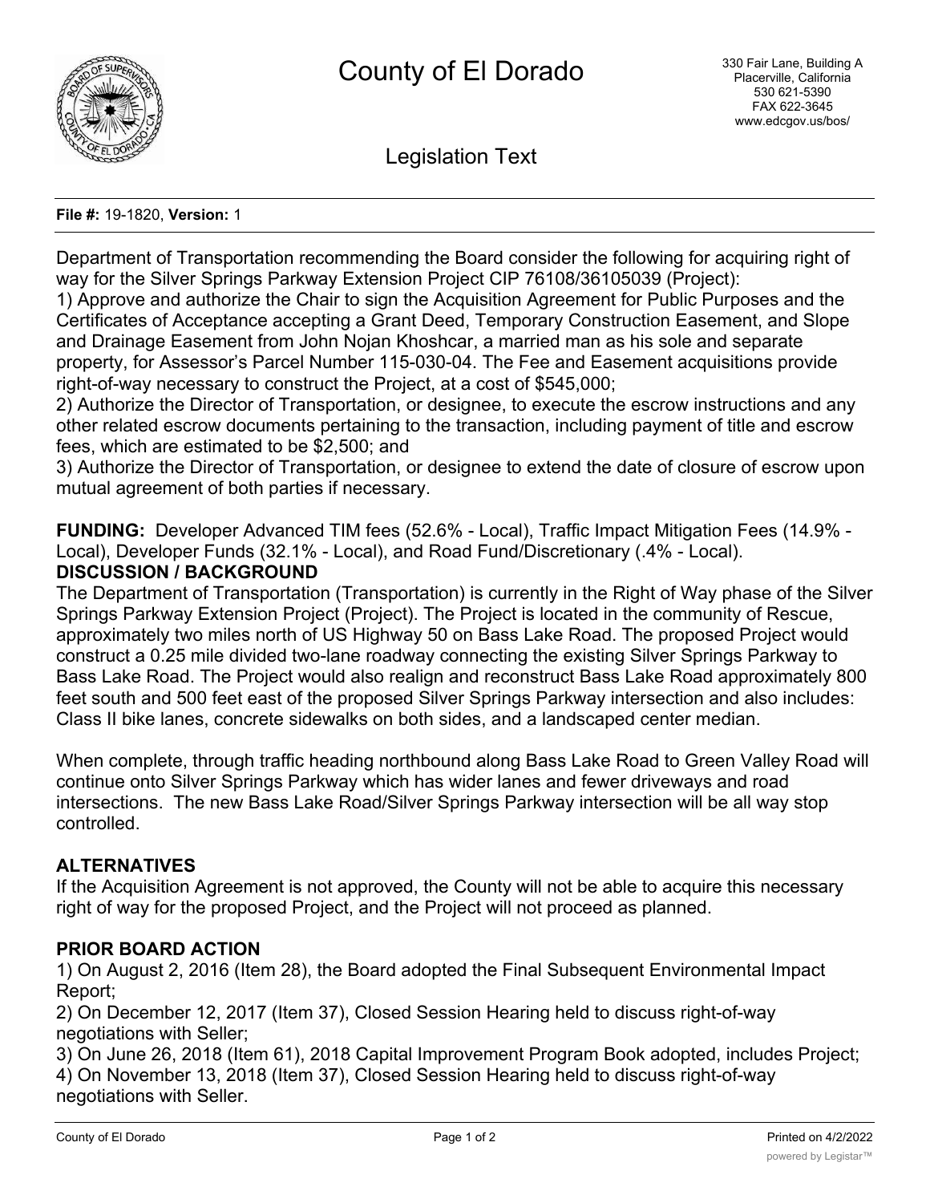# County of El Dorado

330 Fair Lane, Building A
Placerville, California
530 621-5390
FAX 622-3645
www.edcgov.us/bos/

## Legislation Text

**File #:** 19-1820, **Version:** 1

Department of Transportation recommending the Board consider the following for acquiring right of way for the Silver Springs Parkway Extension Project CIP 76108/36105039 (Project):

1) Approve and authorize the Chair to sign the Acquisition Agreement for Public Purposes and the Certificates of Acceptance accepting a Grant Deed, Temporary Construction Easement, and Slope and Drainage Easement from John Nojan Khoshcar, a married man as his sole and separate property, for Assessor's Parcel Number 115-030-04. The Fee and Easement acquisitions provide right-of-way necessary to construct the Project, at a cost of $545,000;

2) Authorize the Director of Transportation, or designee, to execute the escrow instructions and any other related escrow documents pertaining to the transaction, including payment of title and escrow fees, which are estimated to be $2,500; and

3) Authorize the Director of Transportation, or designee to extend the date of closure of escrow upon mutual agreement of both parties if necessary.

**FUNDING:** Developer Advanced TIM fees (52.6% - Local), Traffic Impact Mitigation Fees (14.9% - Local), Developer Funds (32.1% - Local), and Road Fund/Discretionary (.4% - Local).

**DISCUSSION / BACKGROUND**

The Department of Transportation (Transportation) is currently in the Right of Way phase of the Silver Springs Parkway Extension Project (Project). The Project is located in the community of Rescue, approximately two miles north of US Highway 50 on Bass Lake Road. The proposed Project would construct a 0.25 mile divided two-lane roadway connecting the existing Silver Springs Parkway to Bass Lake Road. The Project would also realign and reconstruct Bass Lake Road approximately 800 feet south and 500 feet east of the proposed Silver Springs Parkway intersection and also includes: Class II bike lanes, concrete sidewalks on both sides, and a landscaped center median.

When complete, through traffic heading northbound along Bass Lake Road to Green Valley Road will continue onto Silver Springs Parkway which has wider lanes and fewer driveways and road intersections. The new Bass Lake Road/Silver Springs Parkway intersection will be all way stop controlled.

**ALTERNATIVES**

If the Acquisition Agreement is not approved, the County will not be able to acquire this necessary right of way for the proposed Project, and the Project will not proceed as planned.

**PRIOR BOARD ACTION**

1) On August 2, 2016 (Item 28), the Board adopted the Final Subsequent Environmental Impact Report;

2) On December 12, 2017 (Item 37), Closed Session Hearing held to discuss right-of-way negotiations with Seller;

3) On June 26, 2018 (Item 61), 2018 Capital Improvement Program Book adopted, includes Project;

4) On November 13, 2018 (Item 37), Closed Session Hearing held to discuss right-of-way negotiations with Seller.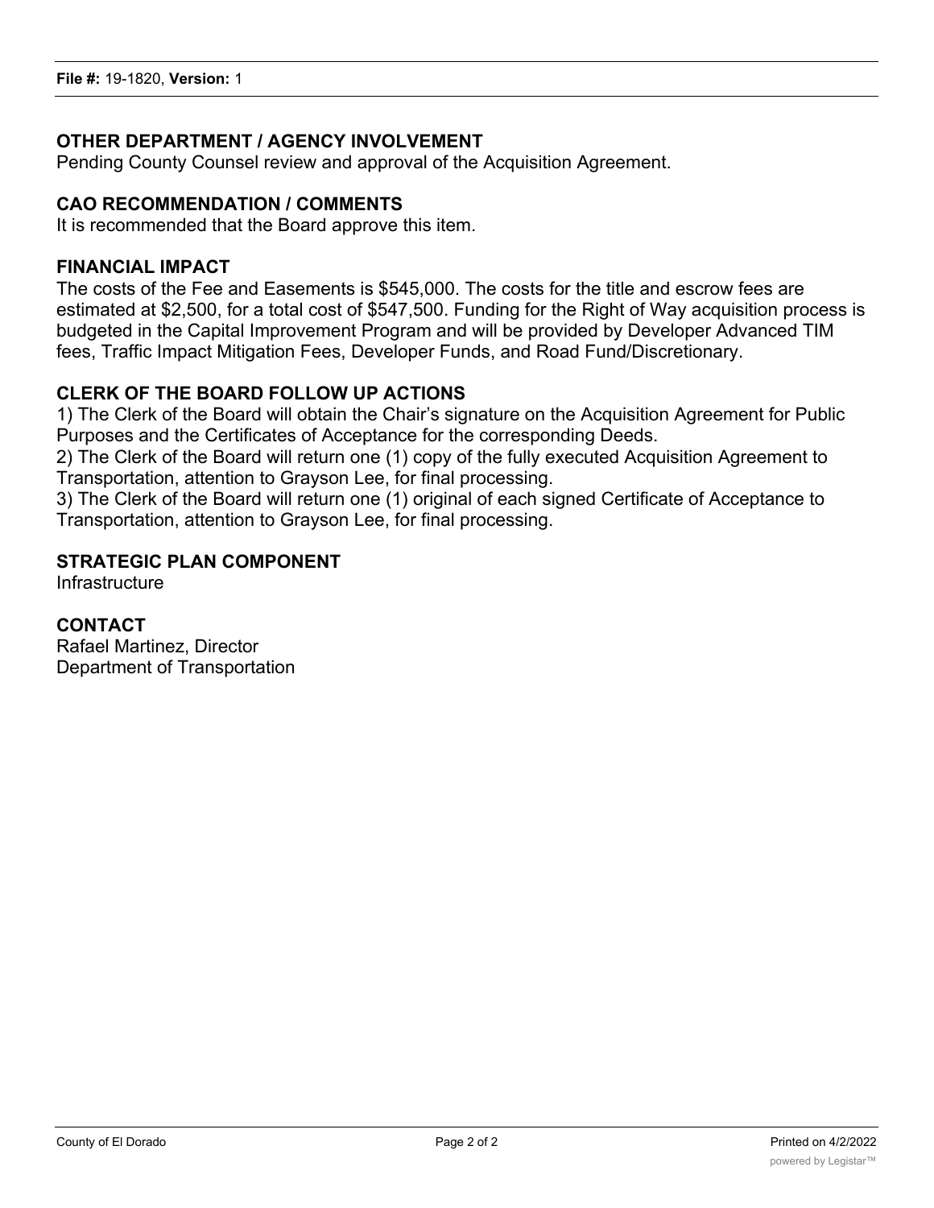## OTHER DEPARTMENT / AGENCY INVOLVEMENT

Pending County Counsel review and approval of the Acquisition Agreement.

## CAO RECOMMENDATION / COMMENTS

It is recommended that the Board approve this item.

## FINANCIAL IMPACT

The costs of the Fee and Easements is $545,000. The costs for the title and escrow fees are estimated at $2,500, for a total cost of $547,500. Funding for the Right of Way acquisition process is budgeted in the Capital Improvement Program and will be provided by Developer Advanced TIM fees, Traffic Impact Mitigation Fees, Developer Funds, and Road Fund/Discretionary.

## CLERK OF THE BOARD FOLLOW UP ACTIONS

1) The Clerk of the Board will obtain the Chair's signature on the Acquisition Agreement for Public Purposes and the Certificates of Acceptance for the corresponding Deeds.
2) The Clerk of the Board will return one (1) copy of the fully executed Acquisition Agreement to Transportation, attention to Grayson Lee, for final processing.
3) The Clerk of the Board will return one (1) original of each signed Certificate of Acceptance to Transportation, attention to Grayson Lee, for final processing.

## STRATEGIC PLAN COMPONENT

Infrastructure

## CONTACT

Rafael Martinez, Director
Department of Transportation